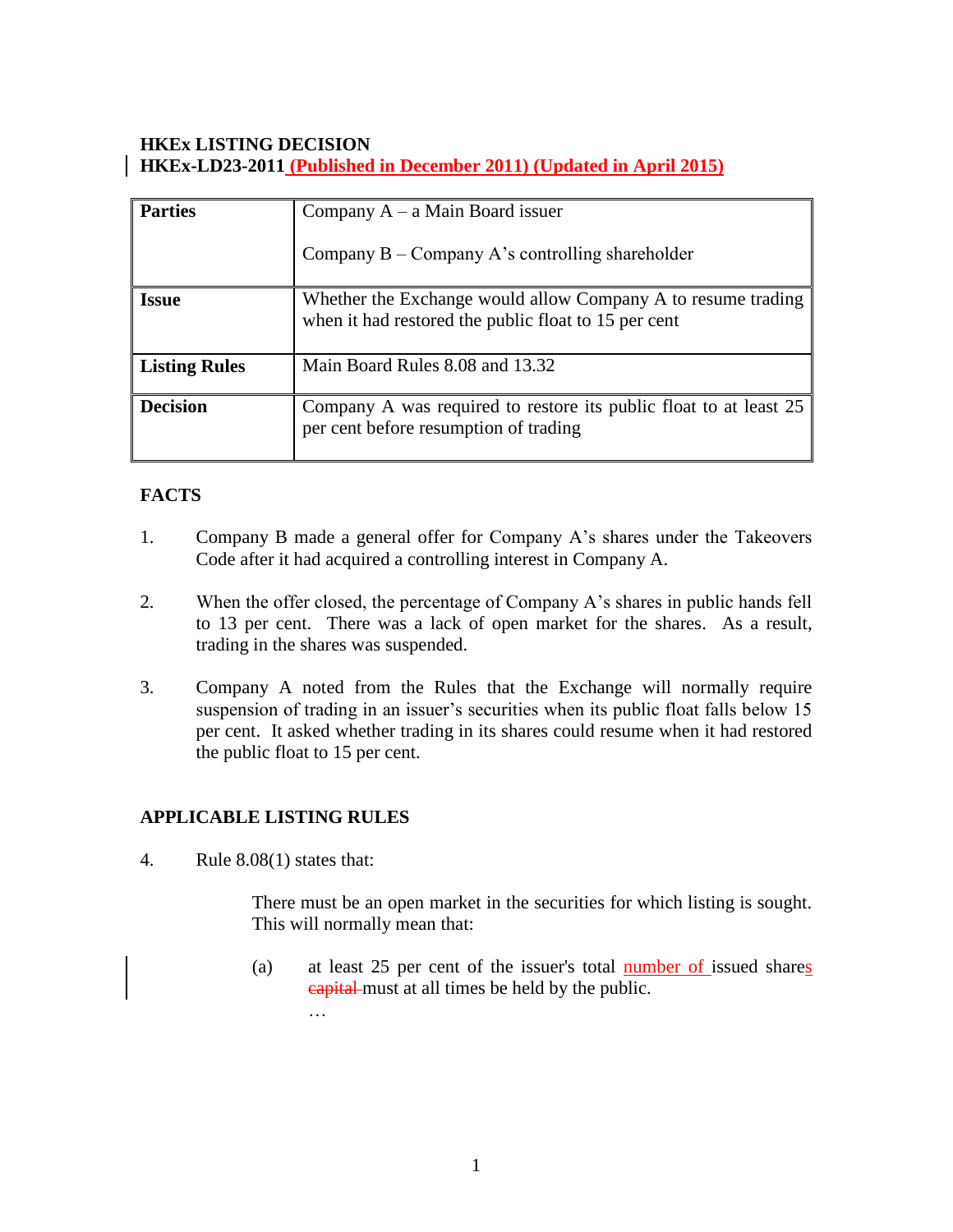**HKEx LISTING DECISION**
**HKEx-LD23-2011 (Published in December 2011) (Updated in April 2015)**

| | |
|---|---|
| **Parties** | Company A – a Main Board issuer<br><br>Company B – Company A's controlling shareholder |
| **Issue** | Whether the Exchange would allow Company A to resume trading when it had restored the public float to 15 per cent |
| **Listing Rules** | Main Board Rules 8.08 and 13.32 |
| **Decision** | Company A was required to restore its public float to at least 25 per cent before resumption of trading |

## FACTS

1. Company B made a general offer for Company A's shares under the Takeovers Code after it had acquired a controlling interest in Company A.

2. When the offer closed, the percentage of Company A's shares in public hands fell to 13 per cent. There was a lack of open market for the shares. As a result, trading in the shares was suspended.

3. Company A noted from the Rules that the Exchange will normally require suspension of trading in an issuer's securities when its public float falls below 15 per cent. It asked whether trading in its shares could resume when it had restored the public float to 15 per cent.

## APPLICABLE LISTING RULES

4. Rule 8.08(1) states that:

   There must be an open market in the securities for which listing is sought. This will normally mean that:

   (a) at least 25 per cent of the issuer's total number of issued shares ~~capital~~ must at all times be held by the public.

   …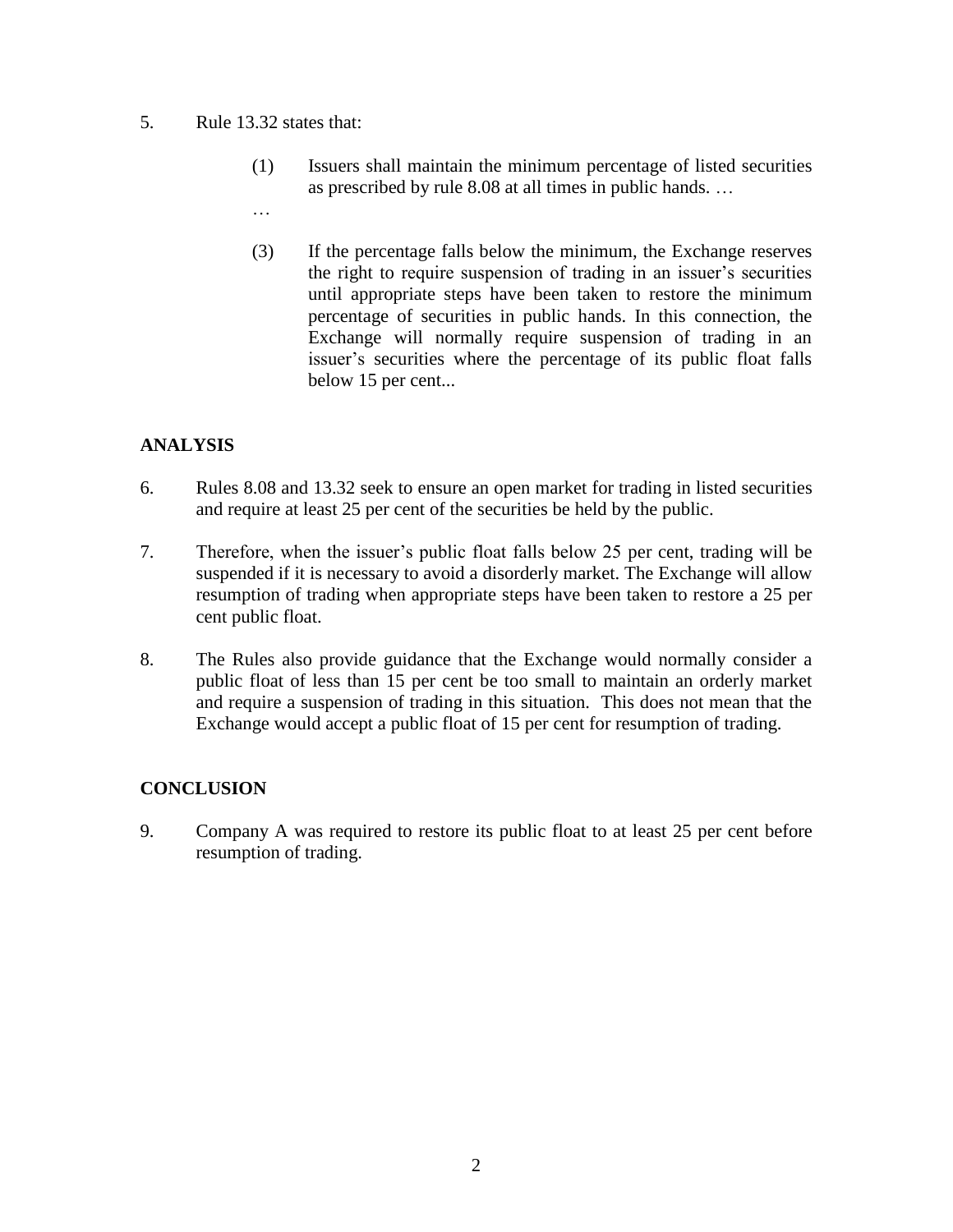5. Rule 13.32 states that:

   (1) Issuers shall maintain the minimum percentage of listed securities as prescribed by rule 8.08 at all times in public hands. …

   …

   (3) If the percentage falls below the minimum, the Exchange reserves the right to require suspension of trading in an issuer's securities until appropriate steps have been taken to restore the minimum percentage of securities in public hands. In this connection, the Exchange will normally require suspension of trading in an issuer's securities where the percentage of its public float falls below 15 per cent...

## ANALYSIS

6. Rules 8.08 and 13.32 seek to ensure an open market for trading in listed securities and require at least 25 per cent of the securities be held by the public.

7. Therefore, when the issuer's public float falls below 25 per cent, trading will be suspended if it is necessary to avoid a disorderly market. The Exchange will allow resumption of trading when appropriate steps have been taken to restore a 25 per cent public float.

8. The Rules also provide guidance that the Exchange would normally consider a public float of less than 15 per cent be too small to maintain an orderly market and require a suspension of trading in this situation. This does not mean that the Exchange would accept a public float of 15 per cent for resumption of trading.

## CONCLUSION

9. Company A was required to restore its public float to at least 25 per cent before resumption of trading.